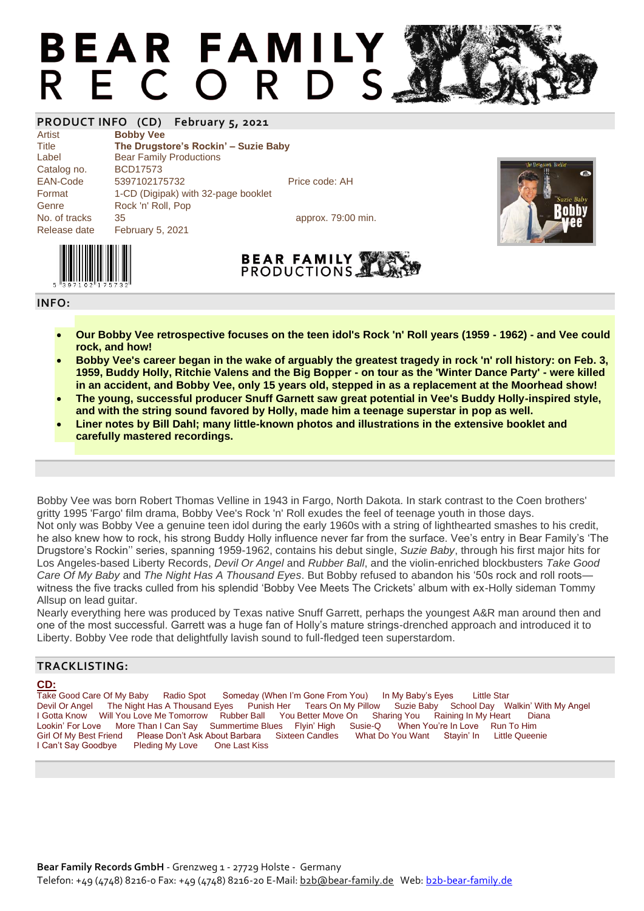# BEAR FAMILY RECORDS

## PRODUCT INFO (CD) February 5, 2021

| | | |
|---|---|---|
| Artist | **Bobby Vee** | |
| Title | **The Drugstore's Rockin' – Suzie Baby** | |
| Label | Bear Family Productions | |
| Catalog no. | BCD17573 | |
| EAN-Code | 5397102175732 | Price code: AH |
| Format | 1-CD (Digipak) with 32-page booklet | |
| Genre | Rock 'n' Roll, Pop | |
| No. of tracks | 35 | approx. 79:00 min. |
| Release date | February 5, 2021 | |

5 397102 175732

BEAR FAMILY PRODUCTIONS

## INFO:

- **Our Bobby Vee retrospective focuses on the teen idol's Rock 'n' Roll years (1959 - 1962) - and Vee could rock, and how!**
- **Bobby Vee's career began in the wake of arguably the greatest tragedy in rock 'n' roll history: on Feb. 3, 1959, Buddy Holly, Ritchie Valens and the Big Bopper - on tour as the 'Winter Dance Party' - were killed in an accident, and Bobby Vee, only 15 years old, stepped in as a replacement at the Moorhead show!**
- **The young, successful producer Snuff Garnett saw great potential in Vee's Buddy Holly-inspired style, and with the string sound favored by Holly, made him a teenage superstar in pop as well.**
- **Liner notes by Bill Dahl; many little-known photos and illustrations in the extensive booklet and carefully mastered recordings.**

Bobby Vee was born Robert Thomas Velline in 1943 in Fargo, North Dakota. In stark contrast to the Coen brothers' gritty 1995 'Fargo' film drama, Bobby Vee's Rock 'n' Roll exudes the feel of teenage youth in those days.
Not only was Bobby Vee a genuine teen idol during the early 1960s with a string of lighthearted smashes to his credit, he also knew how to rock, his strong Buddy Holly influence never far from the surface. Vee's entry in Bear Family's 'The Drugstore's Rockin'' series, spanning 1959-1962, contains his debut single, *Suzie Baby*, through his first major hits for Los Angeles-based Liberty Records, *Devil Or Angel* and *Rubber Ball*, and the violin-enriched blockbusters *Take Good Care Of My Baby* and *The Night Has A Thousand Eyes*. But Bobby refused to abandon his '50s rock and roll roots—witness the five tracks culled from his splendid 'Bobby Vee Meets The Crickets' album with ex-Holly sideman Tommy Allsup on lead guitar.
Nearly everything here was produced by Texas native Snuff Garrett, perhaps the youngest A&R man around then and one of the most successful. Garrett was a huge fan of Holly's mature strings-drenched approach and introduced it to Liberty. Bobby Vee rode that delightfully lavish sound to full-fledged teen superstardom.

## TRACKLISTING:

**CD:**

Take Good Care Of My Baby · Radio Spot · Someday (When I'm Gone From You) · In My Baby's Eyes · Little Star · Devil Or Angel · The Night Has A Thousand Eyes · Punish Her · Tears On My Pillow · Suzie Baby · School Day · Walkin' With My Angel · I Gotta Know · Will You Love Me Tomorrow · Rubber Ball · You Better Move On · Sharing You · Raining In My Heart · Diana · Lookin' For Love · More Than I Can Say · Summertime Blues · Flyin' High · Susie-Q · When You're In Love · Run To Him · Girl Of My Best Friend · Please Don't Ask About Barbara · Sixteen Candles · What Do You Want · Stayin' In · Little Queenie · I Can't Say Goodbye · Pleding My Love · One Last Kiss

**Bear Family Records GmbH** - Grenzweg 1 - 27729 Holste - Germany
Telefon: +49 (4748) 8216-0 Fax: +49 (4748) 8216-20 E-Mail: b2b@bear-family.de Web: b2b-bear-family.de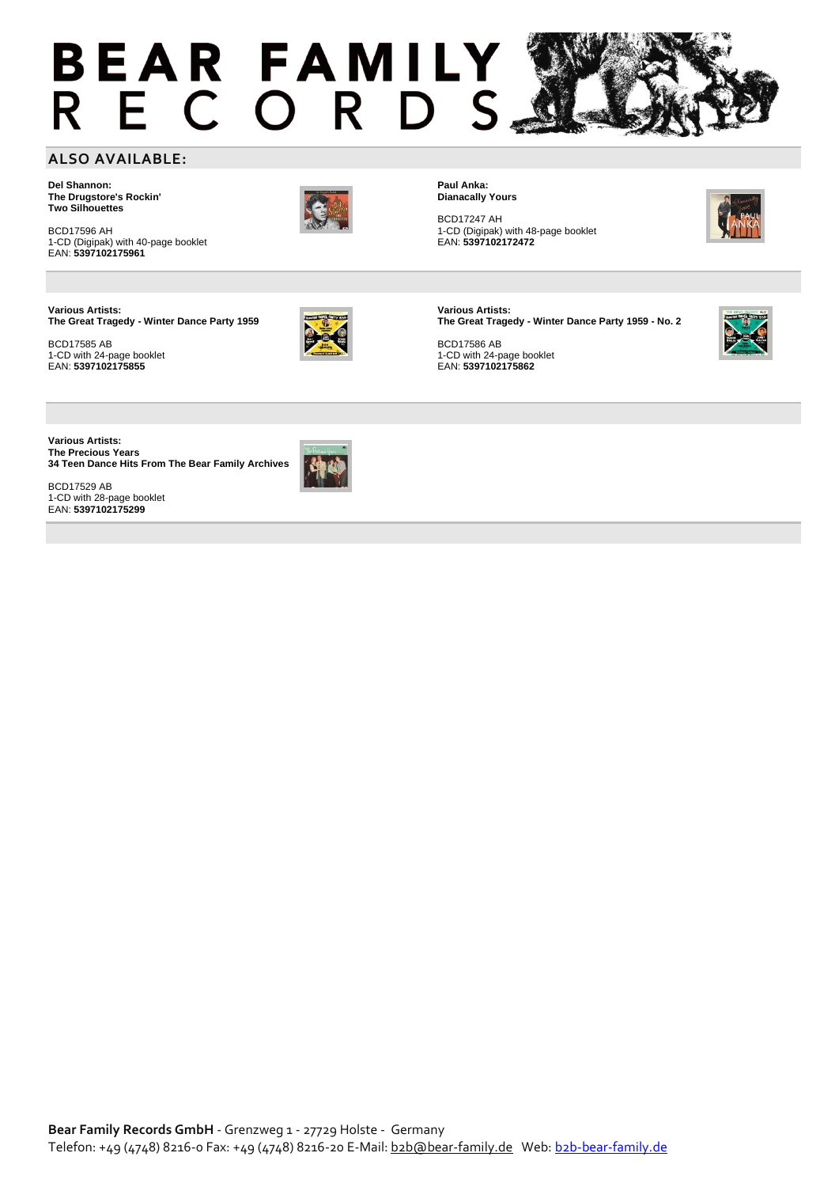# BEAR FAMILY RECORDS

## ALSO AVAILABLE:

**Del Shannon:**
**The Drugstore's Rockin'**
**Two Silhouettes**

BCD17596 AH
1-CD (Digipak) with 40-page booklet
EAN: **5397102175961**

**Paul Anka:**
**Dianacally Yours**

BCD17247 AH
1-CD (Digipak) with 48-page booklet
EAN: **5397102172472**

**Various Artists:**
**The Great Tragedy - Winter Dance Party 1959**

BCD17585 AB
1-CD with 24-page booklet
EAN: **5397102175855**

**Various Artists:**
**The Great Tragedy - Winter Dance Party 1959 - No. 2**

BCD17586 AB
1-CD with 24-page booklet
EAN: **5397102175862**

**Various Artists:**
**The Precious Years**
**34 Teen Dance Hits From The Bear Family Archives**

BCD17529 AB
1-CD with 28-page booklet
EAN: **5397102175299**

**Bear Family Records GmbH** - Grenzweg 1 - 27729 Holste - Germany
Telefon: +49 (4748) 8216-0 Fax: +49 (4748) 8216-20 E-Mail: b2b@bear-family.de Web: b2b-bear-family.de